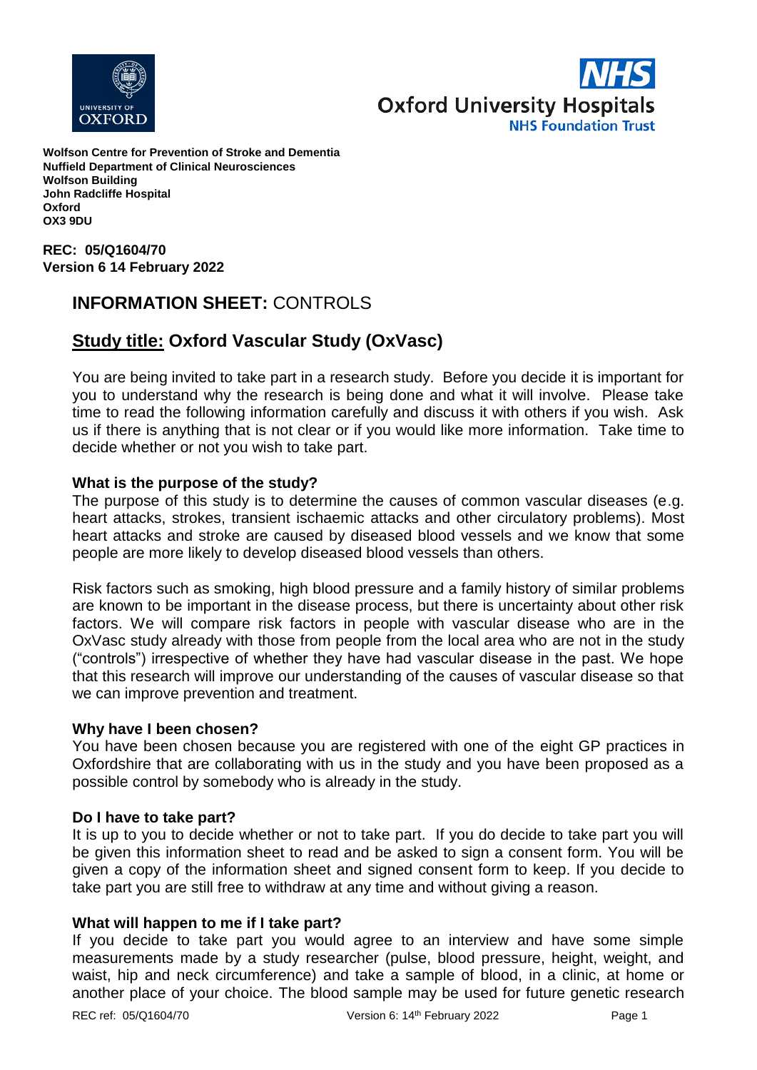**Wolfson Centre for Prevention of Stroke and Dementia**
**Nuffield Department of Clinical Neurosciences**
**Wolfson Building**
**John Radcliffe Hospital**
**Oxford**
**OX3 9DU**

**REC: 05/Q1604/70**
**Version 6 14 February 2022**

# INFORMATION SHEET: CONTROLS

## Study title: Oxford Vascular Study (OxVasc)

You are being invited to take part in a research study. Before you decide it is important for you to understand why the research is being done and what it will involve. Please take time to read the following information carefully and discuss it with others if you wish. Ask us if there is anything that is not clear or if you would like more information. Take time to decide whether or not you wish to take part.

### What is the purpose of the study?

The purpose of this study is to determine the causes of common vascular diseases (e.g. heart attacks, strokes, transient ischaemic attacks and other circulatory problems). Most heart attacks and stroke are caused by diseased blood vessels and we know that some people are more likely to develop diseased blood vessels than others.

Risk factors such as smoking, high blood pressure and a family history of similar problems are known to be important in the disease process, but there is uncertainty about other risk factors. We will compare risk factors in people with vascular disease who are in the OxVasc study already with those from people from the local area who are not in the study ("controls") irrespective of whether they have had vascular disease in the past. We hope that this research will improve our understanding of the causes of vascular disease so that we can improve prevention and treatment.

### Why have I been chosen?

You have been chosen because you are registered with one of the eight GP practices in Oxfordshire that are collaborating with us in the study and you have been proposed as a possible control by somebody who is already in the study.

### Do I have to take part?

It is up to you to decide whether or not to take part. If you do decide to take part you will be given this information sheet to read and be asked to sign a consent form. You will be given a copy of the information sheet and signed consent form to keep. If you decide to take part you are still free to withdraw at any time and without giving a reason.

### What will happen to me if I take part?

If you decide to take part you would agree to an interview and have some simple measurements made by a study researcher (pulse, blood pressure, height, weight, and waist, hip and neck circumference) and take a sample of blood, in a clinic, at home or another place of your choice. The blood sample may be used for future genetic research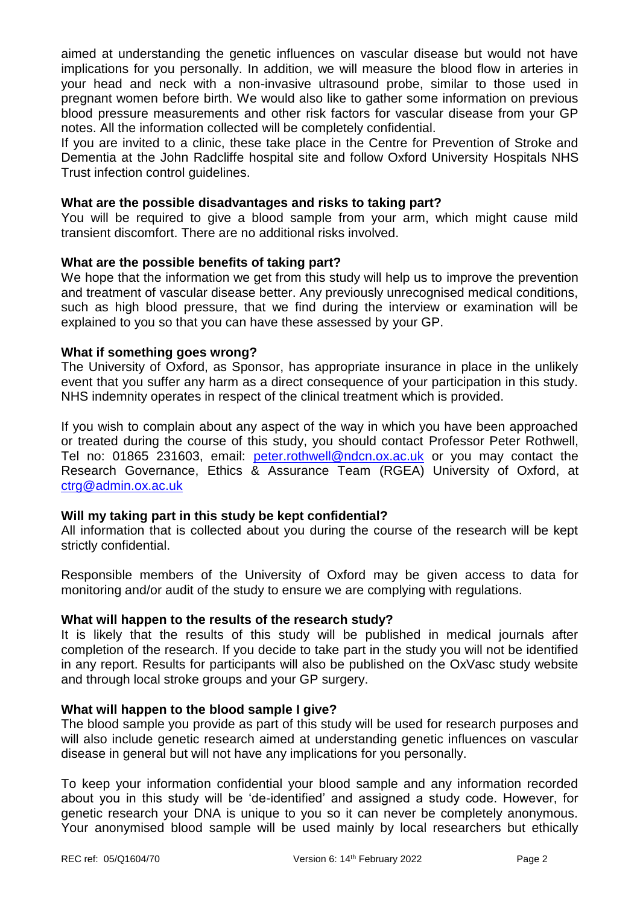aimed at understanding the genetic influences on vascular disease but would not have implications for you personally. In addition, we will measure the blood flow in arteries in your head and neck with a non-invasive ultrasound probe, similar to those used in pregnant women before birth. We would also like to gather some information on previous blood pressure measurements and other risk factors for vascular disease from your GP notes. All the information collected will be completely confidential.

If you are invited to a clinic, these take place in the Centre for Prevention of Stroke and Dementia at the John Radcliffe hospital site and follow Oxford University Hospitals NHS Trust infection control guidelines.

**What are the possible disadvantages and risks to taking part?**

You will be required to give a blood sample from your arm, which might cause mild transient discomfort. There are no additional risks involved.

**What are the possible benefits of taking part?**

We hope that the information we get from this study will help us to improve the prevention and treatment of vascular disease better. Any previously unrecognised medical conditions, such as high blood pressure, that we find during the interview or examination will be explained to you so that you can have these assessed by your GP.

**What if something goes wrong?**

The University of Oxford, as Sponsor, has appropriate insurance in place in the unlikely event that you suffer any harm as a direct consequence of your participation in this study. NHS indemnity operates in respect of the clinical treatment which is provided.

If you wish to complain about any aspect of the way in which you have been approached or treated during the course of this study, you should contact Professor Peter Rothwell, Tel no: 01865 231603, email: [peter.rothwell@ndcn.ox.ac.uk](mailto:peter.rothwell@ndcn.ox.ac.uk) or you may contact the Research Governance, Ethics & Assurance Team (RGEA) University of Oxford, at [ctrg@admin.ox.ac.uk](mailto:ctrg@admin.ox.ac.uk)

**Will my taking part in this study be kept confidential?**

All information that is collected about you during the course of the research will be kept strictly confidential.

Responsible members of the University of Oxford may be given access to data for monitoring and/or audit of the study to ensure we are complying with regulations.

**What will happen to the results of the research study?**

It is likely that the results of this study will be published in medical journals after completion of the research. If you decide to take part in the study you will not be identified in any report. Results for participants will also be published on the OxVasc study website and through local stroke groups and your GP surgery.

**What will happen to the blood sample I give?**

The blood sample you provide as part of this study will be used for research purposes and will also include genetic research aimed at understanding genetic influences on vascular disease in general but will not have any implications for you personally.

To keep your information confidential your blood sample and any information recorded about you in this study will be 'de-identified' and assigned a study code. However, for genetic research your DNA is unique to you so it can never be completely anonymous. Your anonymised blood sample will be used mainly by local researchers but ethically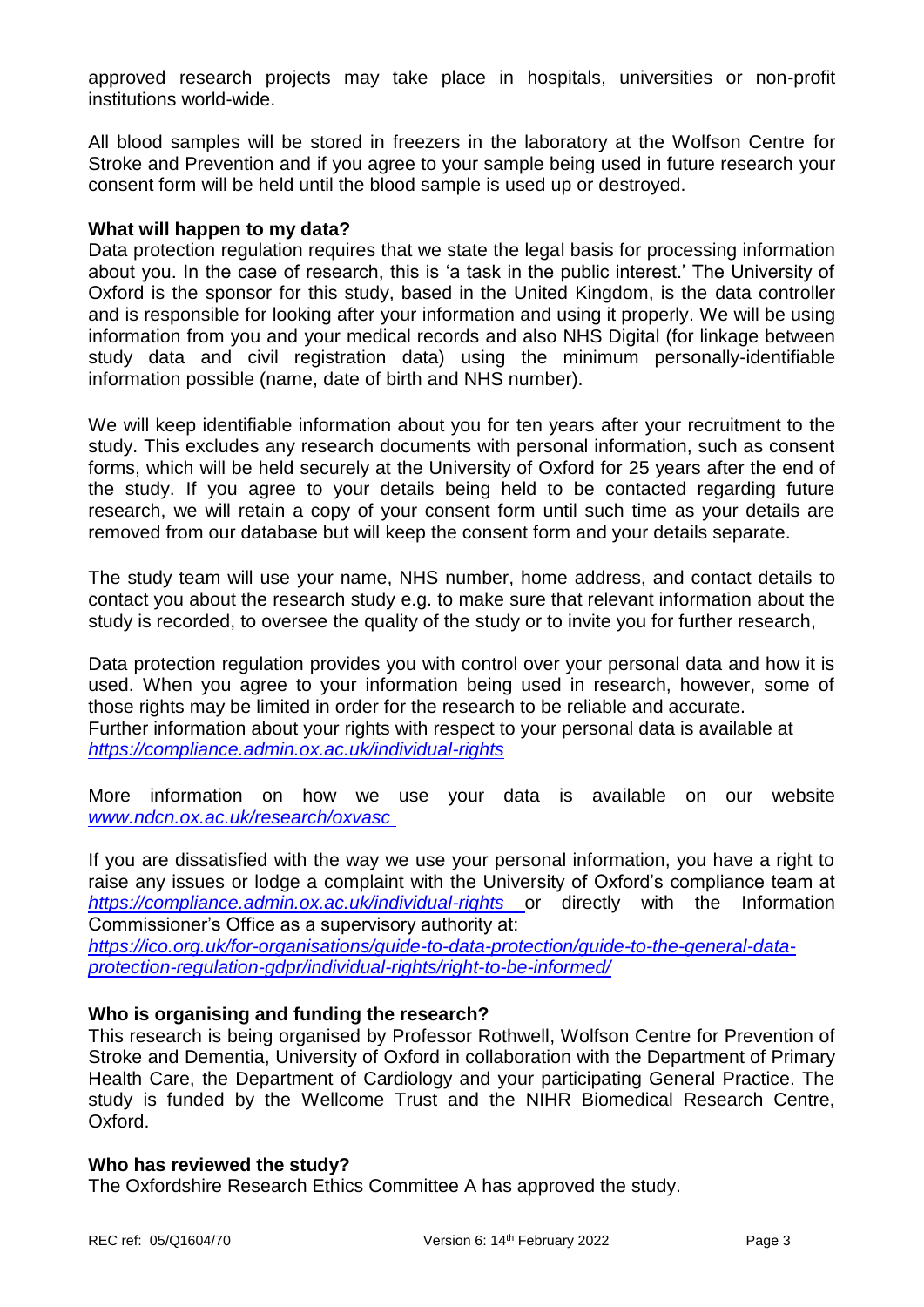approved research projects may take place in hospitals, universities or non-profit institutions world-wide.

All blood samples will be stored in freezers in the laboratory at the Wolfson Centre for Stroke and Prevention and if you agree to your sample being used in future research your consent form will be held until the blood sample is used up or destroyed.

**What will happen to my data?**

Data protection regulation requires that we state the legal basis for processing information about you. In the case of research, this is 'a task in the public interest.' The University of Oxford is the sponsor for this study, based in the United Kingdom, is the data controller and is responsible for looking after your information and using it properly. We will be using information from you and your medical records and also NHS Digital (for linkage between study data and civil registration data) using the minimum personally-identifiable information possible (name, date of birth and NHS number).

We will keep identifiable information about you for ten years after your recruitment to the study. This excludes any research documents with personal information, such as consent forms, which will be held securely at the University of Oxford for 25 years after the end of the study. If you agree to your details being held to be contacted regarding future research, we will retain a copy of your consent form until such time as your details are removed from our database but will keep the consent form and your details separate.

The study team will use your name, NHS number, home address, and contact details to contact you about the research study e.g. to make sure that relevant information about the study is recorded, to oversee the quality of the study or to invite you for further research,

Data protection regulation provides you with control over your personal data and how it is used. When you agree to your information being used in research, however, some of those rights may be limited in order for the research to be reliable and accurate.
Further information about your rights with respect to your personal data is available at *https://compliance.admin.ox.ac.uk/individual-rights*

More information on how we use your data is available on our website *www.ndcn.ox.ac.uk/research/oxvasc*

If you are dissatisfied with the way we use your personal information, you have a right to raise any issues or lodge a complaint with the University of Oxford's compliance team at *https://compliance.admin.ox.ac.uk/individual-rights* or directly with the Information Commissioner's Office as a supervisory authority at:
*https://ico.org.uk/for-organisations/guide-to-data-protection/guide-to-the-general-data-protection-regulation-gdpr/individual-rights/right-to-be-informed/*

**Who is organising and funding the research?**

This research is being organised by Professor Rothwell, Wolfson Centre for Prevention of Stroke and Dementia, University of Oxford in collaboration with the Department of Primary Health Care, the Department of Cardiology and your participating General Practice. The study is funded by the Wellcome Trust and the NIHR Biomedical Research Centre, Oxford.

**Who has reviewed the study?**

The Oxfordshire Research Ethics Committee A has approved the study.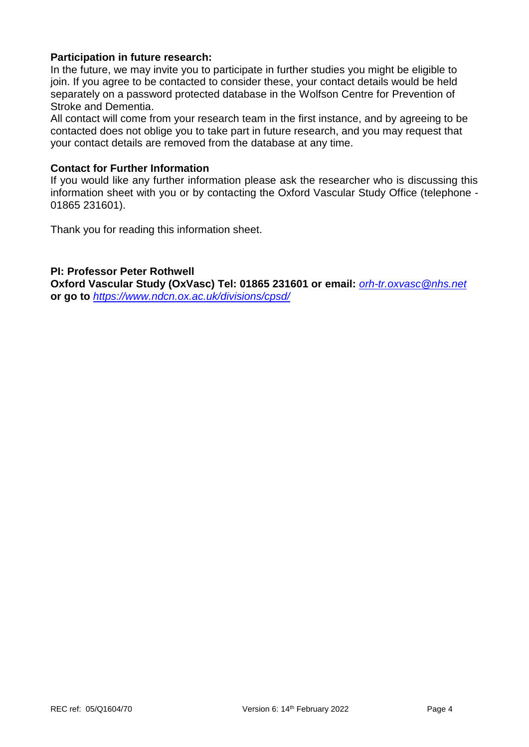**Participation in future research:**

In the future, we may invite you to participate in further studies you might be eligible to join. If you agree to be contacted to consider these, your contact details would be held separately on a password protected database in the Wolfson Centre for Prevention of Stroke and Dementia.

All contact will come from your research team in the first instance, and by agreeing to be contacted does not oblige you to take part in future research, and you may request that your contact details are removed from the database at any time.

**Contact for Further Information**

If you would like any further information please ask the researcher who is discussing this information sheet with you or by contacting the Oxford Vascular Study Office (telephone - 01865 231601).

Thank you for reading this information sheet.

**PI: Professor Peter Rothwell**
**Oxford Vascular Study (OxVasc) Tel: 01865 231601 or email:** *orh-tr.oxvasc@nhs.net*
**or go to** *https://www.ndcn.ox.ac.uk/divisions/cpsd/*